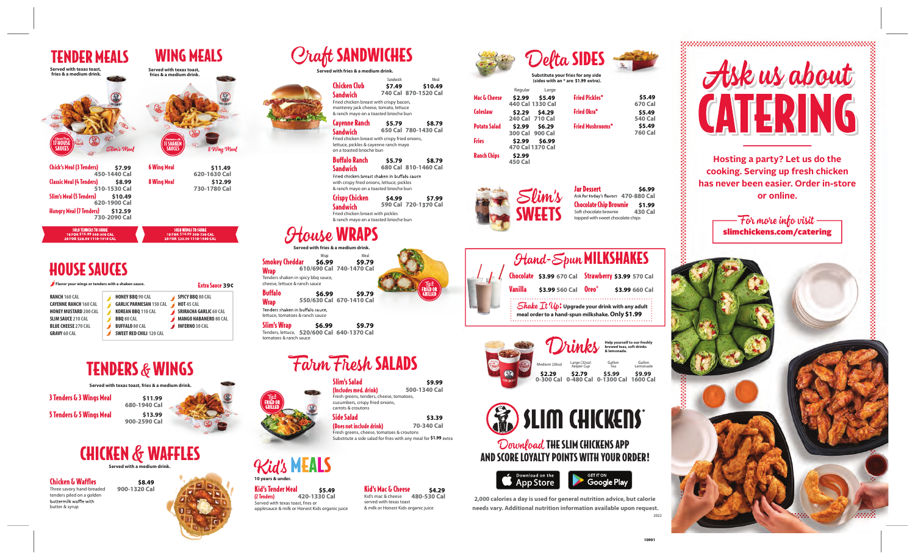# TENDER MEALS

Served with texas toast, fries & a medium drink.

| Item | Price | Calories |
| --- | --- | --- |
| Chick's Meal (3 Tenders) | $7.99 | 450-1440 Cal |
| Classic Meal (4 Tenders) | $8.99 | 510-1530 Cal |
| Slim's Meal (5 Tenders) | $10.49 | 620-1900 Cal |
| Hungry Meal (7 Tenders) | $12.59 | 730-2090 Cal |

SOLO TENDERS TO SHARE
10 FOR $15.99 560-950 CAL
20 FOR $28.99 1110-1910 CAL

# WING MEALS

Served with texas toast, fries & a medium drink.

| Item | Price | Calories |
| --- | --- | --- |
| 6 Wing Meal | $11.49 | 620-1630 Cal |
| 8 Wing Meal | $12.99 | 730-1780 Cal |

SOLO WINGS TO SHARE
10 FOR $14.99 560-730 CAL
20 FOR $26.99 1110-1500 CAL

# HOUSE SAUCES

Flavor your wings or tenders with a shaken sauce.

Extra Sauce 39¢

- RANCH 160 CAL
- CAYENNE RANCH 160 CAL
- HONEY MUSTARD 200 CAL
- SLIM SAUCE 210 CAL
- BLUE CHEESE 270 CAL
- GRAVY 60 CAL
- HONEY BBQ 90 CAL
- GARLIC PARMESAN 150 CAL
- KOREAN BBQ 110 CAL
- BBQ 80 CAL
- BUFFALO 80 CAL
- SWEET RED CHILI 120 CAL
- SPICY BBQ 80 CAL
- HOT 45 CAL
- SRIRACHA GARLIC 60 CAL
- MANGO HABANERO 80 CAL
- INFERNO 30 CAL

# TENDERS & WINGS

Served with texas toast, fries & a medium drink.

| Item | Price | Calories |
| --- | --- | --- |
| 3 Tenders & 3 Wings Meal | $11.99 | 680-1940 Cal |
| 5 Tenders & 5 Wings Meal | $13.99 | 900-2590 Cal |

# CHICKEN & WAFFLES

Served with a medium drink.

**Chicken & Waffles** $8.49 — 900-1320 Cal
Three savory hand-breaded tenders piled on a golden buttermilk waffle with butter & syrup

# Craft SANDWICHES

Served with fries & a medium drink.

| Item | Sandwich | Meal |
| --- | --- | --- |
| Chicken Club Sandwich | $7.49 — 740 Cal | $10.49 — 870-1520 Cal |
| Cayenne Ranch Sandwich | $5.79 — 650 Cal | $8.79 — 780-1430 Cal |
| Buffalo Ranch Sandwich | $5.79 — 680 Cal | $8.79 — 810-1460 Cal |
| Crispy Chicken Sandwich | $4.99 — 590 Cal | $7.99 — 720-1370 Cal |

- **Chicken Club Sandwich:** Fried chicken breast with crispy bacon, monterey jack cheese, tomato, lettuce & ranch mayo on a toasted brioche bun
- **Cayenne Ranch Sandwich:** Fried chicken breast with crispy fried onions, lettuce, pickles & cayenne ranch mayo on a toasted brioche bun
- **Buffalo Ranch Sandwich:** Fried chicken breast shaken in buffalo sauce with crispy fried onions, lettuce, pickles & ranch mayo on a toasted brioche bun
- **Crispy Chicken Sandwich:** Fried chicken breast with pickles & ranch mayo on a toasted brioche bun

# House WRAPS

Served with fries & a medium drink.

| Item | Wrap | Meal |
| --- | --- | --- |
| Smokey Cheddar Wrap | $6.99 — 610/690 Cal | $9.79 — 740-1470 Cal |
| Buffalo Wrap | $6.99 — 550/630 Cal | $9.79 — 670-1410 Cal |
| Slim's Wrap | $6.99 — 520/600 Cal | $9.79 — 640-1370 Cal |

- **Smokey Cheddar Wrap:** Tenders shaken in spicy bbq sauce, cheese, lettuce & ranch sauce
- **Buffalo Wrap:** Tenders shaken in buffalo sauce, lettuce, tomatoes & ranch sauce
- **Slim's Wrap:** Tenders, lettuce, tomatoes & ranch sauce

Try it FRIED OR GRILLED

# Farm Fresh SALADS

**Slim's Salad (Includes med. drink)** $9.99 — 500-1340 Cal
Fresh greens, tenders, cheese, tomatoes, cucumbers, crispy fried onions, carrots & croutons

**Side Salad (Does not include drink)** $3.39 — 70-340 Cal
Fresh greens, cheese, tomatoes & croutons
Substitute a side salad for fries with any meal for $1.99 extra

Try it FRIED OR GRILLED

# Kid's MEALS

10 years & under.

**Kid's Tender Meal (2 Tenders)** $5.49 — 420-1330 Cal
Served with texas toast, fries or applesauce & milk or Honest Kids organic juice

**Kid's Mac & Cheese** $4.29 — 480-530 Cal
Kid's mac & cheese served with texas toast & milk or Honest Kids organic juice

# Delta SIDES

Substitute your fries for any side (sides with an * are $1.99 extra).

| Item | Regular | Large |
| --- | --- | --- |
| Mac & Cheese | $2.99 — 440 Cal | $5.49 — 1330 Cal |
| Coleslaw | $2.29 — 240 Cal | $4.29 — 710 Cal |
| Potato Salad | $2.99 — 300 Cal | $6.29 — 900 Cal |
| Fries | $2.99 — 470 Cal | $6.99 — 1370 Cal |
| Ranch Chips | $2.99 — 450 Cal | |

| Item | Price | Calories |
| --- | --- | --- |
| Fried Pickles* | $5.49 | 670 Cal |
| Fried Okra* | $5.49 | 540 Cal |
| Fried Mushrooms* | $5.49 | 760 Cal |

# Slim's SWEETS

**Jar Dessert** $6.99 — 470-880 Cal
Ask for today's flavors

**Chocolate Chip Brownie** $1.99 — 430 Cal
Soft chocolate brownie topped with sweet chocolate chips

# Hand-Spun MILKSHAKES

| Flavor | Price | Calories |
| --- | --- | --- |
| Chocolate | $3.99 | 670 Cal |
| Strawberry | $3.99 | 570 Cal |
| Vanilla | $3.99 | 560 Cal |
| Oreo® | $3.99 | 660 Cal |

*Shake It Up!* Upgrade your drink with any adult meal order to a hand-spun milkshake. Only $1.99

# Drinks

Help yourself to our freshly brewed teas, soft drinks & lemonade.

| Medium (20oz) | Large (32oz) Keeper Cup | Gallon Tea | Gallon Lemonade |
| --- | --- | --- | --- |
| $2.29 | $2.79 | $5.99 | $9.99 |
| 0-300 Cal | 0-480 Cal | 0-1300 Cal | 1600 Cal |

# SLIM CHICKENS®

*Download* THE SLIM CHICKENS APP AND SCORE LOYALTY POINTS WITH YOUR ORDER!

Download on the App Store | GET IT ON Google Play

2,000 calories a day is used for general nutrition advice, but calorie needs vary. Additional nutrition information available upon request.

2022

# Ask us about CATERING

Hosting a party? Let us do the cooking. Serving up fresh chicken has never been easier. Order in-store or online.

For more info visit
slimchickens.com/catering

10901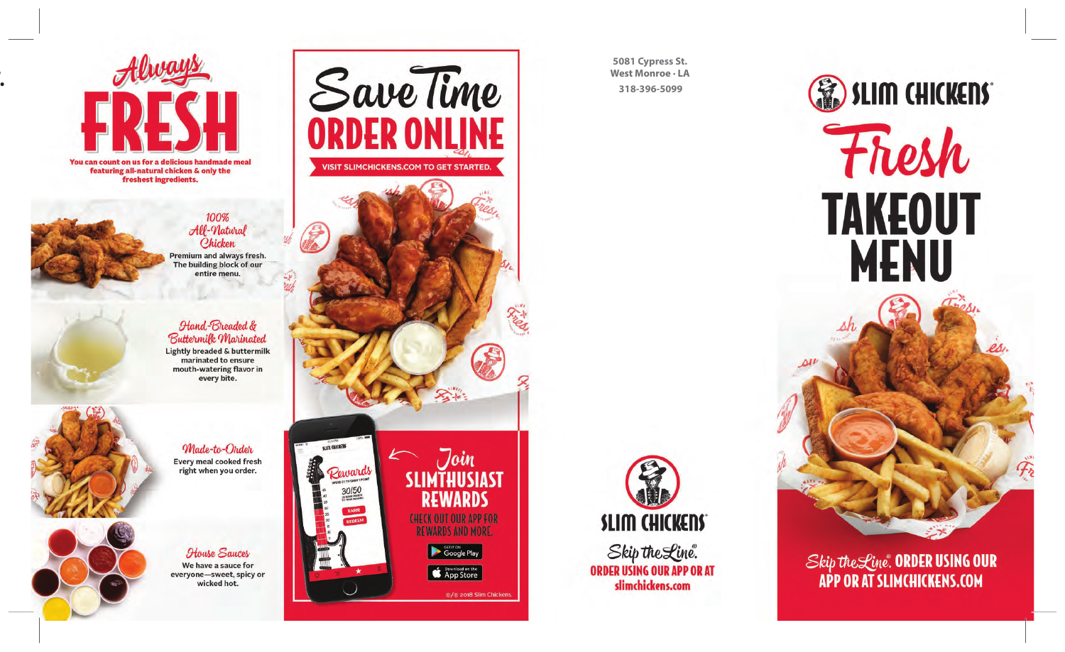# Always FRESH

You can count on us for a delicious handmade meal featuring all-natural chicken & only the freshest ingredients.

### 100% All-Natural Chicken

Premium and always fresh. The building block of our entire menu.

### Hand-Breaded & Buttermilk Marinated

Lightly breaded & buttermilk marinated to ensure mouth-watering flavor in every bite.

### Made-to-Order

Every meal cooked fresh right when you order.

### House Sauces

We have a sauce for everyone—sweet, spicy or wicked hot.

# Save Time ORDER ONLINE

VISIT SLIMCHICKENS.COM TO GET STARTED.

## Join SLIMTHUSIAST REWARDS

CHECK OUT OUR APP FOR REWARDS AND MORE.

GET IT ON Google Play

Download on the App Store

®/© 2018 Slim Chickens.

5081 Cypress St.
West Monroe · LA
318-396-5099

SLIM CHICKENS®

Skip the Line.®
ORDER USING OUR APP OR AT slimchickens.com

# SLIM CHICKENS®

# Fresh TAKEOUT MENU

Skip the Line.® ORDER USING OUR APP OR AT SLIMCHICKENS.COM